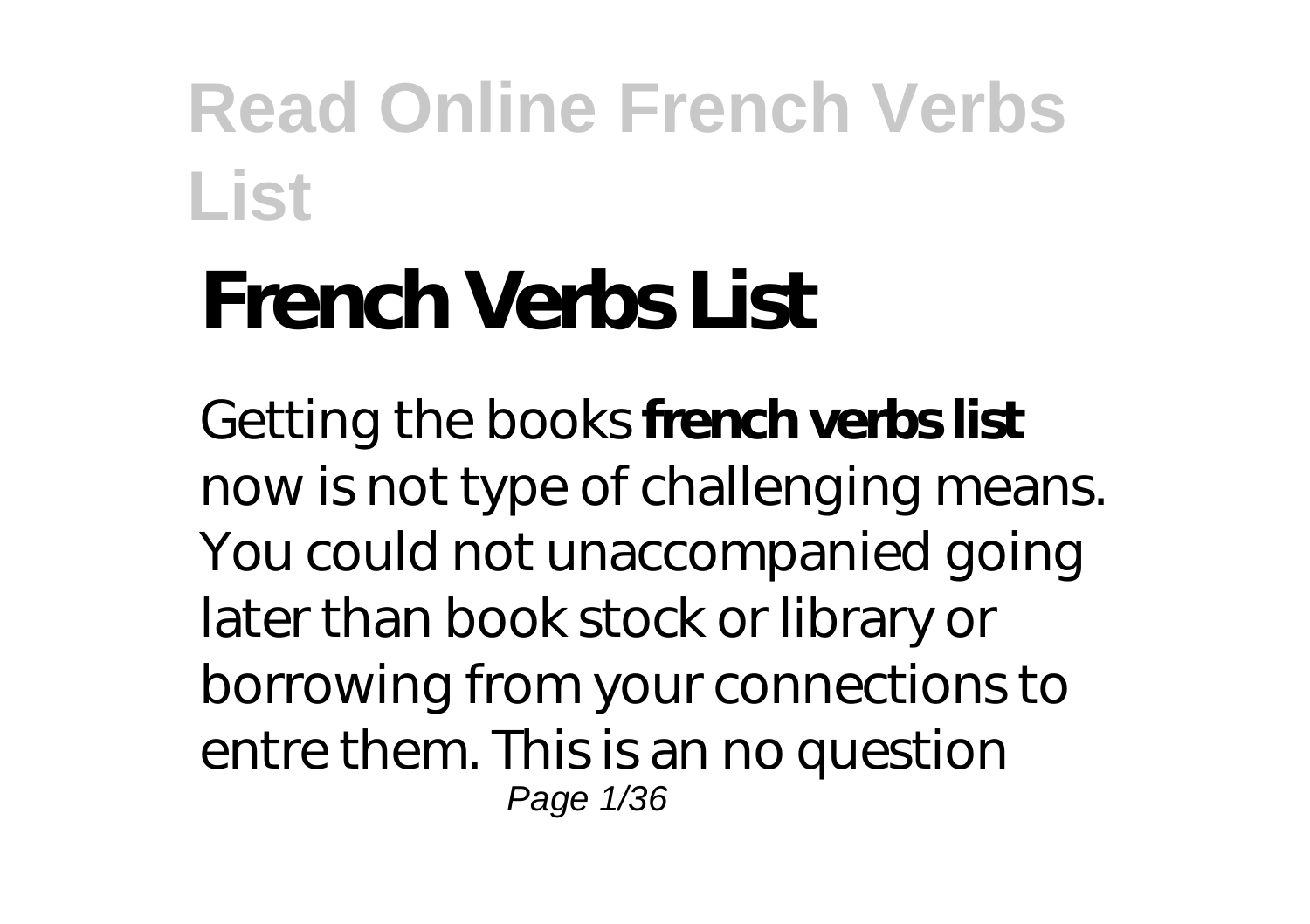# French Verbs List

Getting the books **french verbs list** now is not type of challenging means. You could not unaccompanied going later than book stock or library or borrowing from your connections to entre them. This is an no question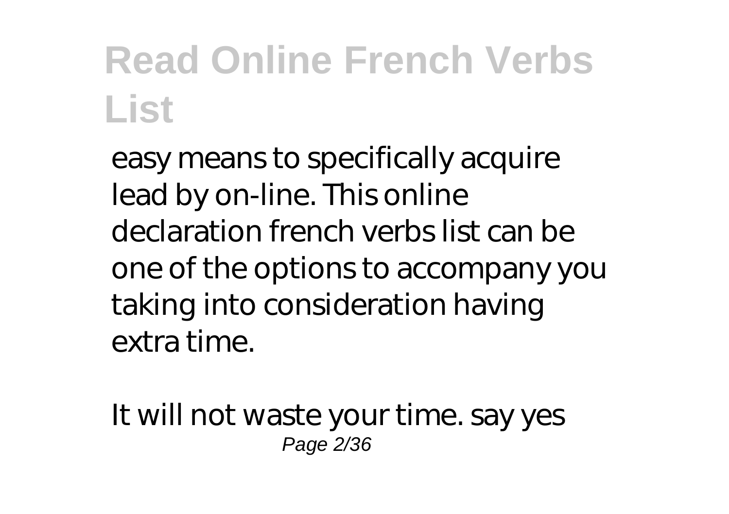easy means to specifically acquire lead by on-line. This online declaration french verbs list can be one of the options to accompany you taking into consideration having extra time.

It will not waste your time. say yes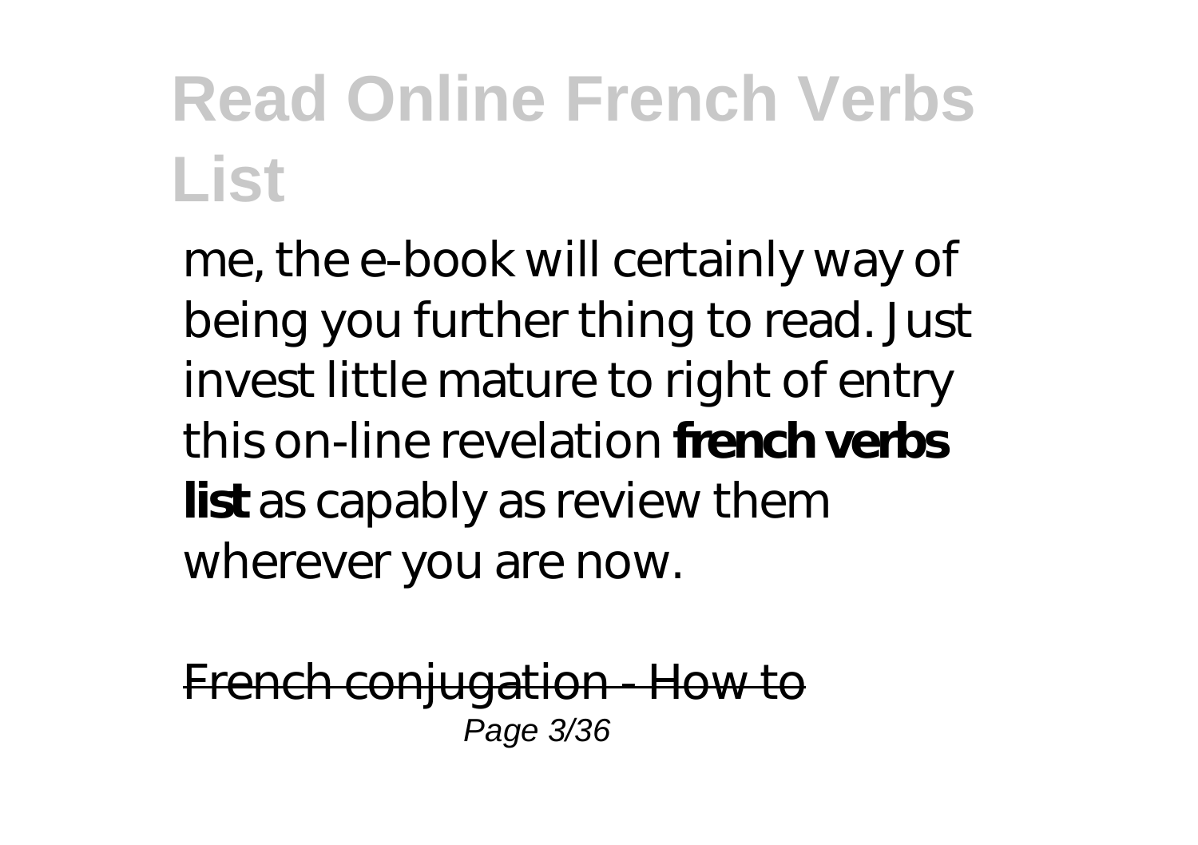me, the e-book will certainly way of being you further thing to read. Just invest little mature to right of entry this on-line revelation **french verbs list** as capably as review them wherever you are now.

~~French conjugation - How to~~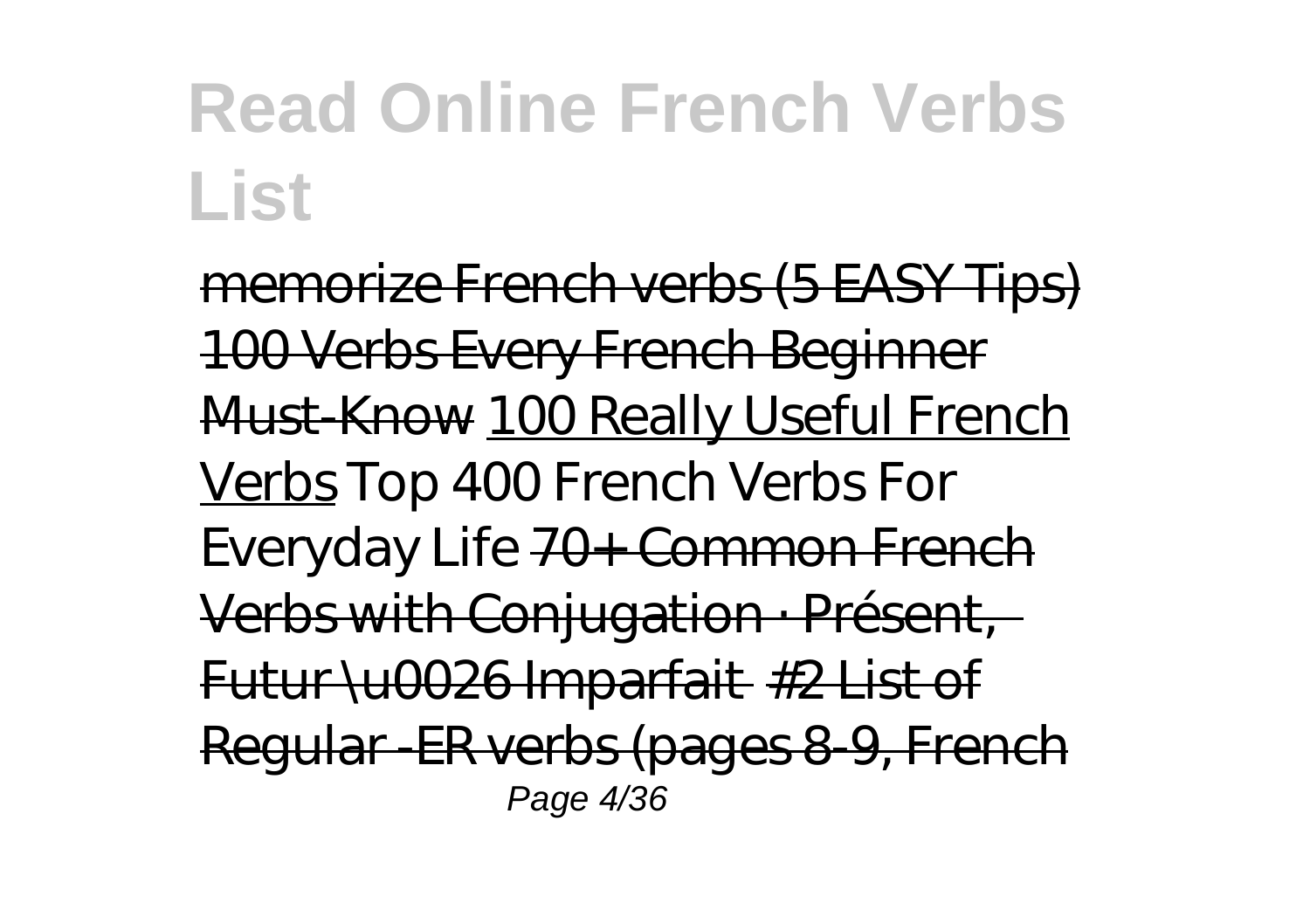# Read Online French Verbs List

memorize French verbs (5 EASY Tips) 100 Verbs Every French Beginner Must-Know 100 Really Useful French Verbs *Top 400 French Verbs For Everyday Life* 70+ Common French Verbs with Conjugation · Présent, Futur \u0026 Imparfait *#2 List of Regular -ER verbs (pages 8-9, French*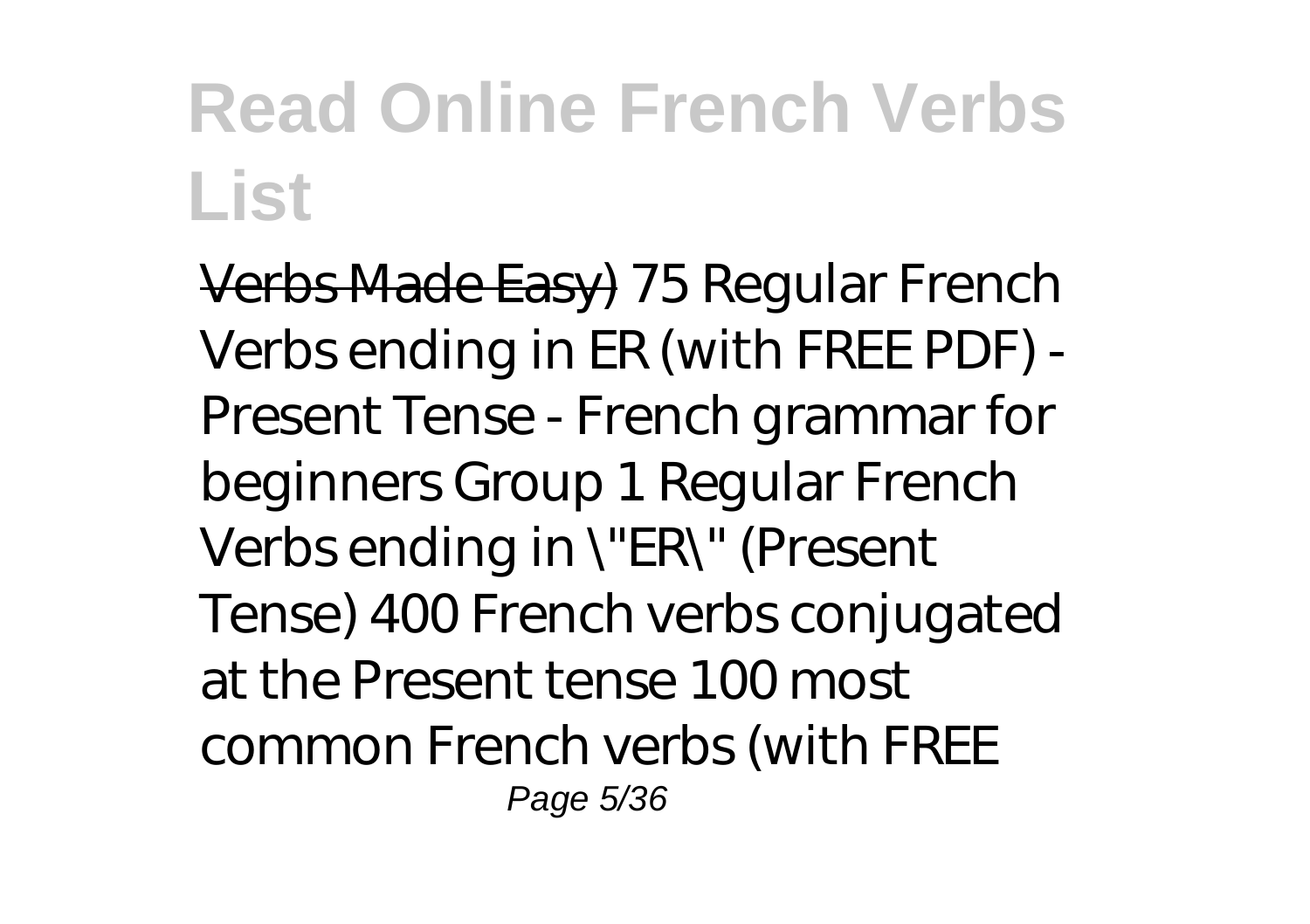Verbs Made Easy) *75 Regular French Verbs ending in ER (with FREE PDF) - Present Tense - French grammar for beginners* *Group 1 Regular French Verbs ending in \"ER\" (Present Tense)* *400 French verbs conjugated at the Present tense* *100 most common French verbs (with FREE*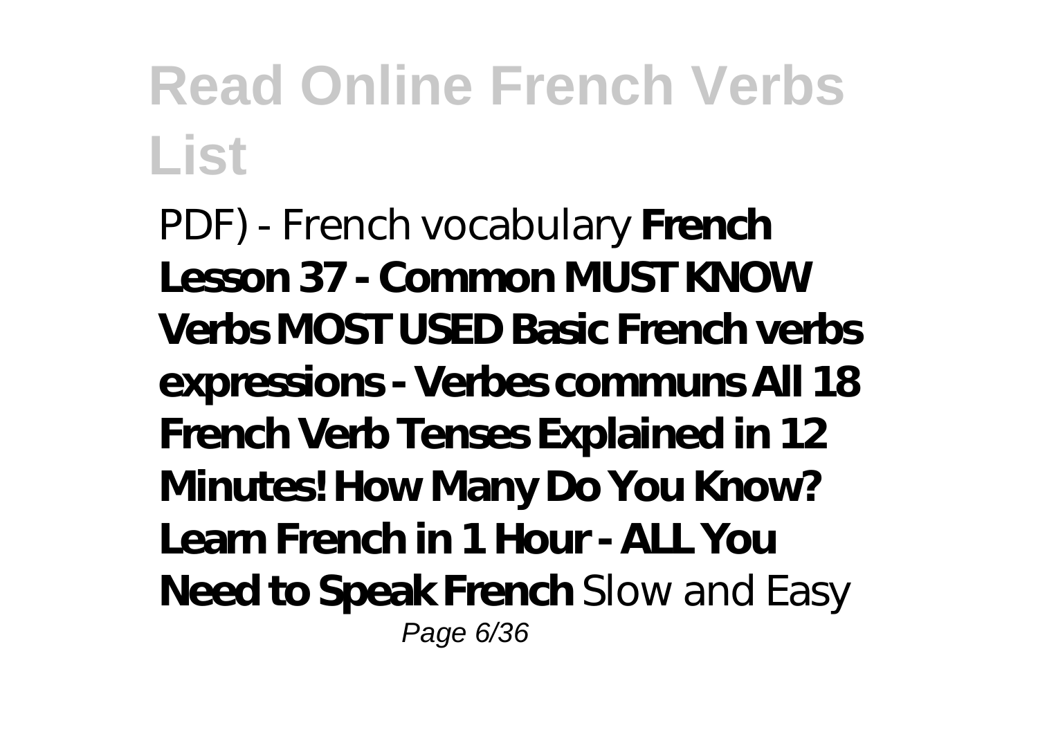*PDF) - French vocabulary* **French Lesson 37 - Common MUST KNOW Verbs MOST USED Basic French verbs expressions - Verbes communs All 18 French Verb Tenses Explained in 12 Minutes! How Many Do You Know? Learn French in 1 Hour - ALL You Need to Speak French** *Slow and Easy*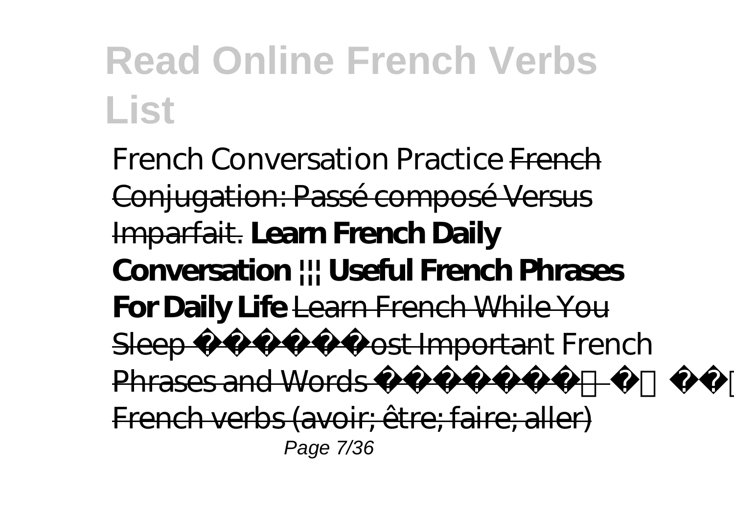*French Conversation Practice* French Conjugation: Passé composé Versus Imparfait. **Learn French Daily Conversation ||| Useful French Phrases For Daily Life** Learn French While You Sleep Most Important *French* Phrases and Words French verbs (avoir; être; faire; aller)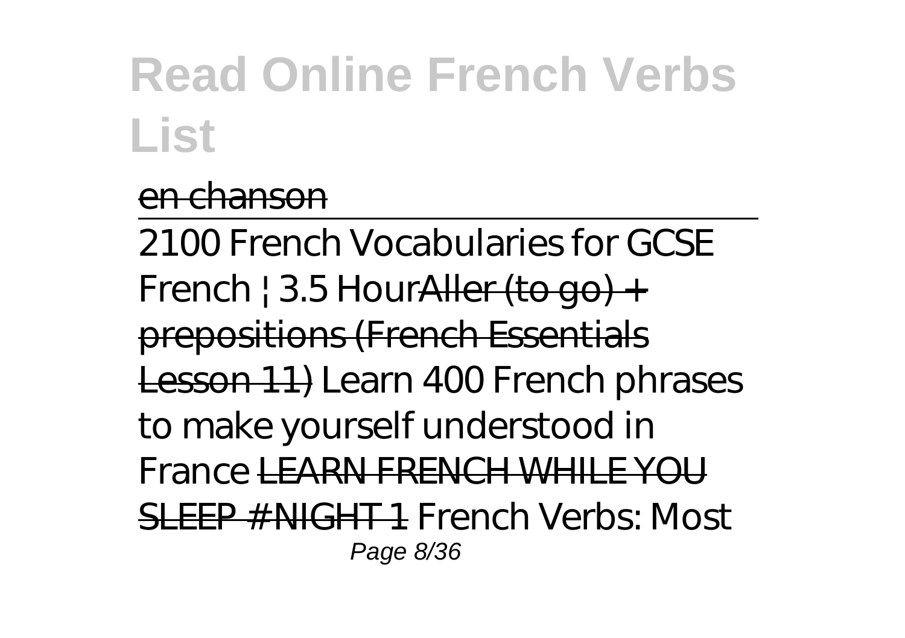en chanson

2100 French Vocabularies for GCSE French | 3.5 HourAller (to go) + prepositions (French Essentials Lesson 11) *Learn 400 French phrases to make yourself understood in France* LEARN FRENCH WHILE YOU SLEEP # NIGHT 1 *French Verbs: Most*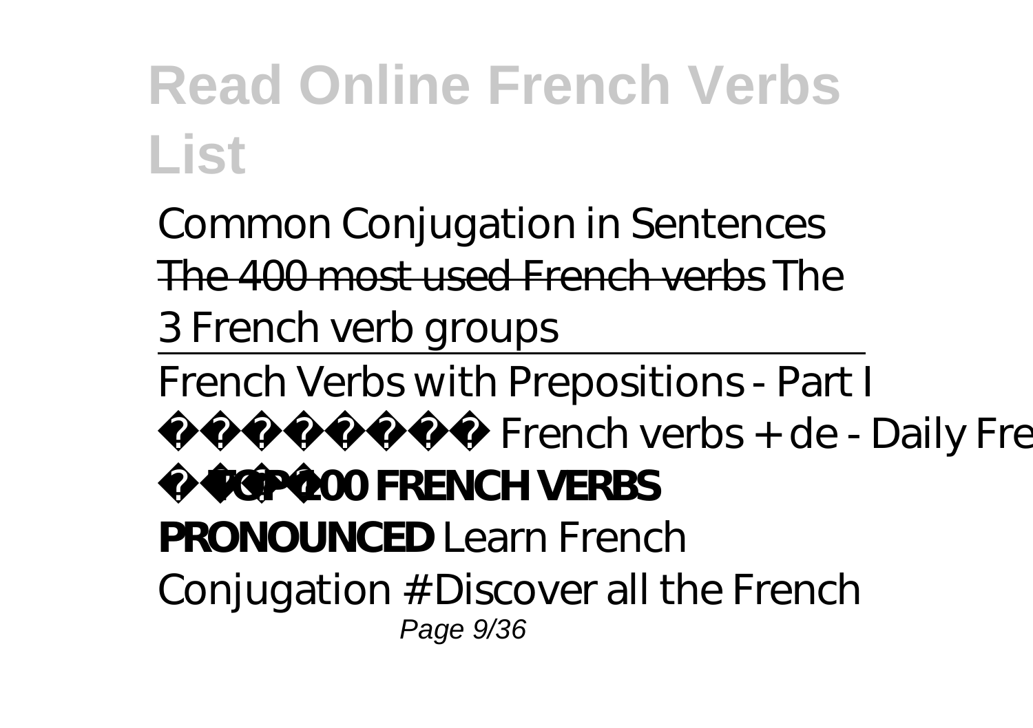# Read Online French Verbs List

*Common Conjugation in Sentences* ~~The 400 most used French verbs~~ *The 3 French verb groups*

*French Verbs with Prepositions - Part I*

*French verbs + de - Daily Fre*

**TOP 100 FRENCH VERBS PRONOUNCED** *Learn French Conjugation # Discover all the French*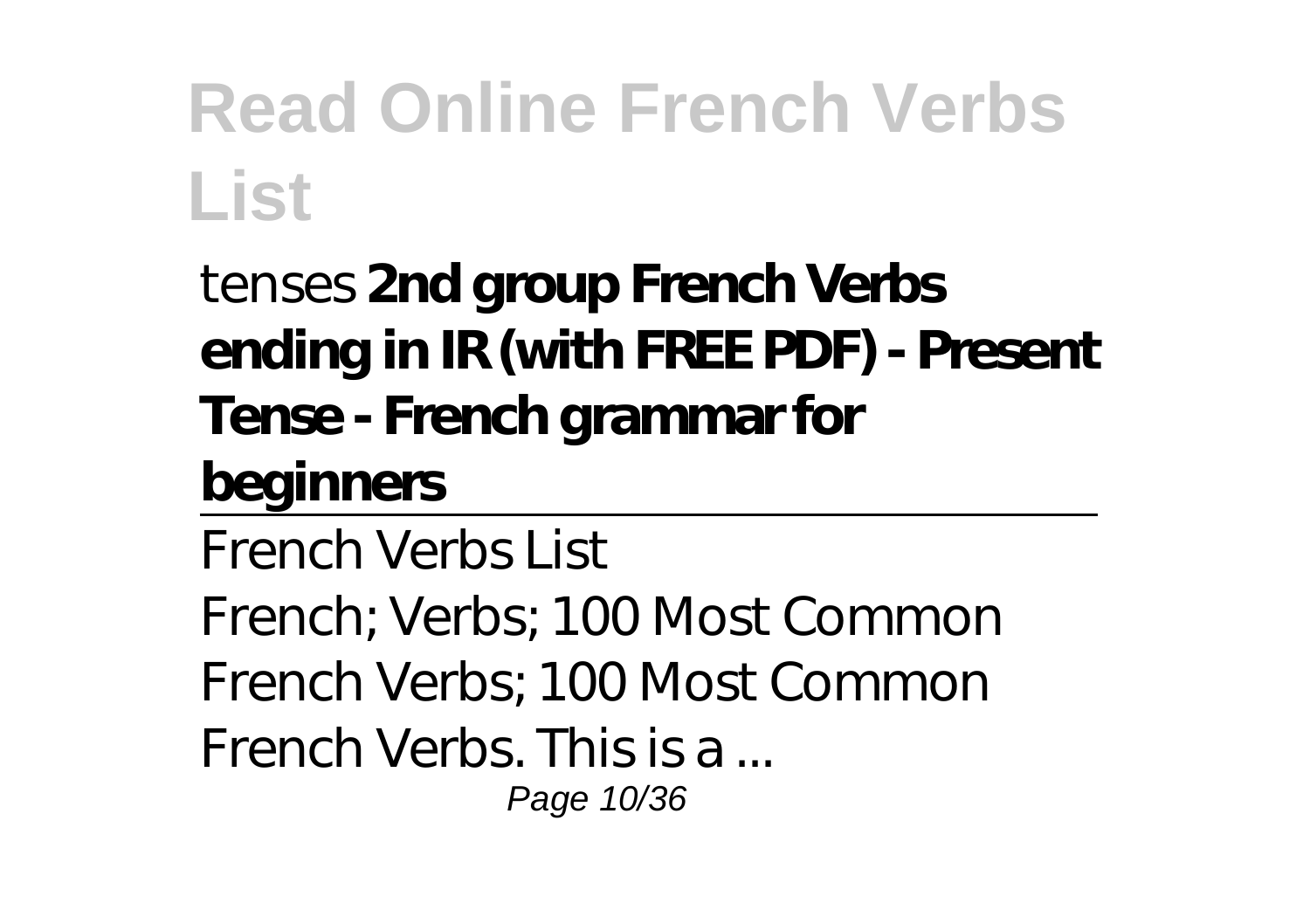*tenses* **2nd group French Verbs ending in IR (with FREE PDF) - Present Tense - French grammar for beginners**

French Verbs List

French; Verbs; 100 Most Common French Verbs; 100 Most Common French Verbs. This is a ...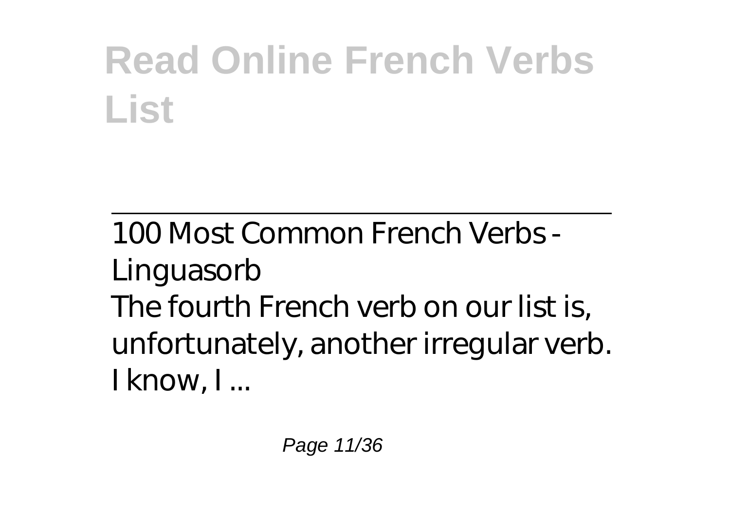# Read Online French Verbs List

---

100 Most Common French Verbs - Linguasorb

The fourth French verb on our list is, unfortunately, another irregular verb. I know, I ...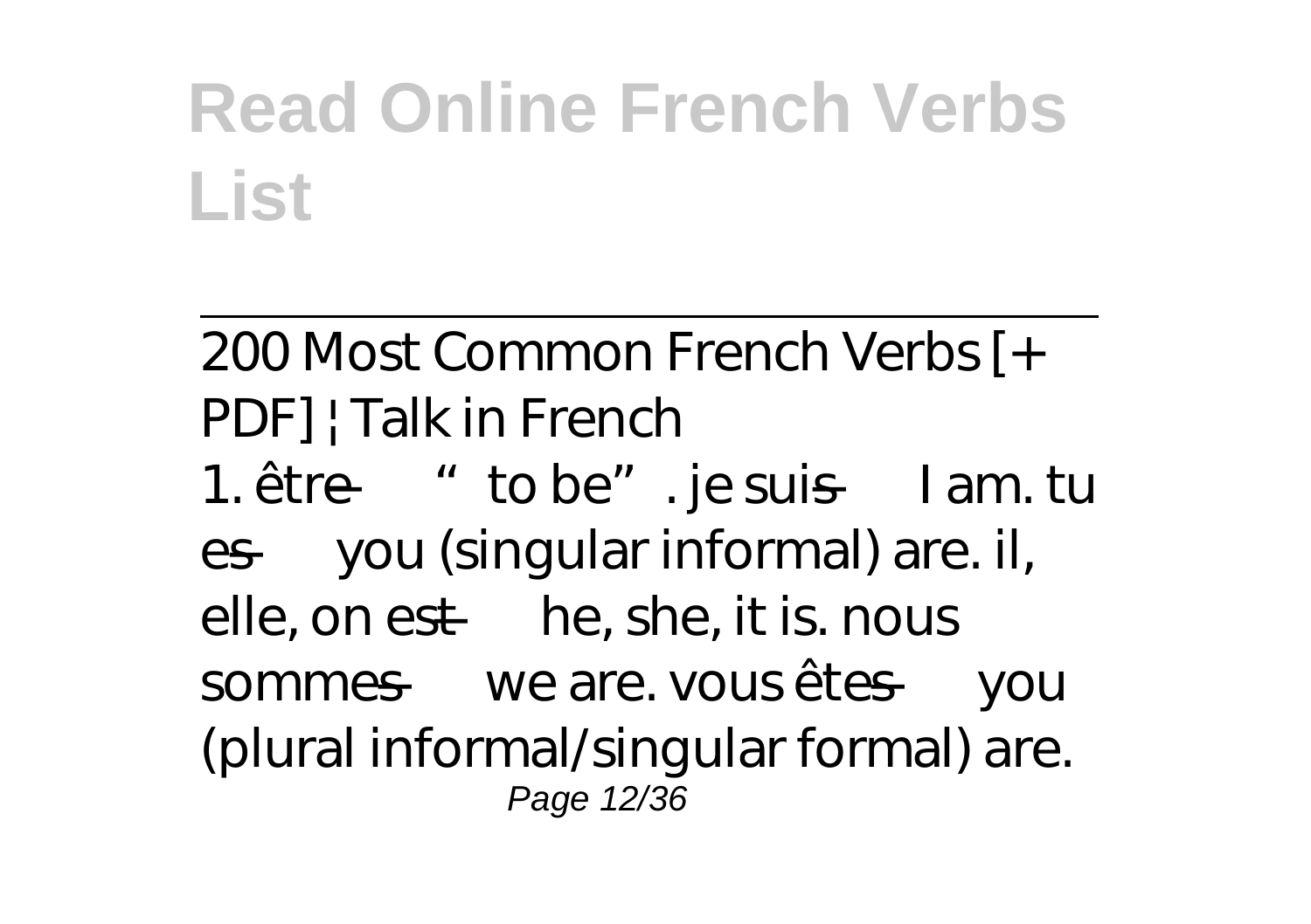# Read Online French Verbs List

---

200 Most Common French Verbs [+ PDF] | Talk in French

1. être — "to be". je suis — I am. tu es — you (singular informal) are. il, elle, on est — he, she, it is. nous sommes — we are. vous êtes — you (plural informal/singular formal) are.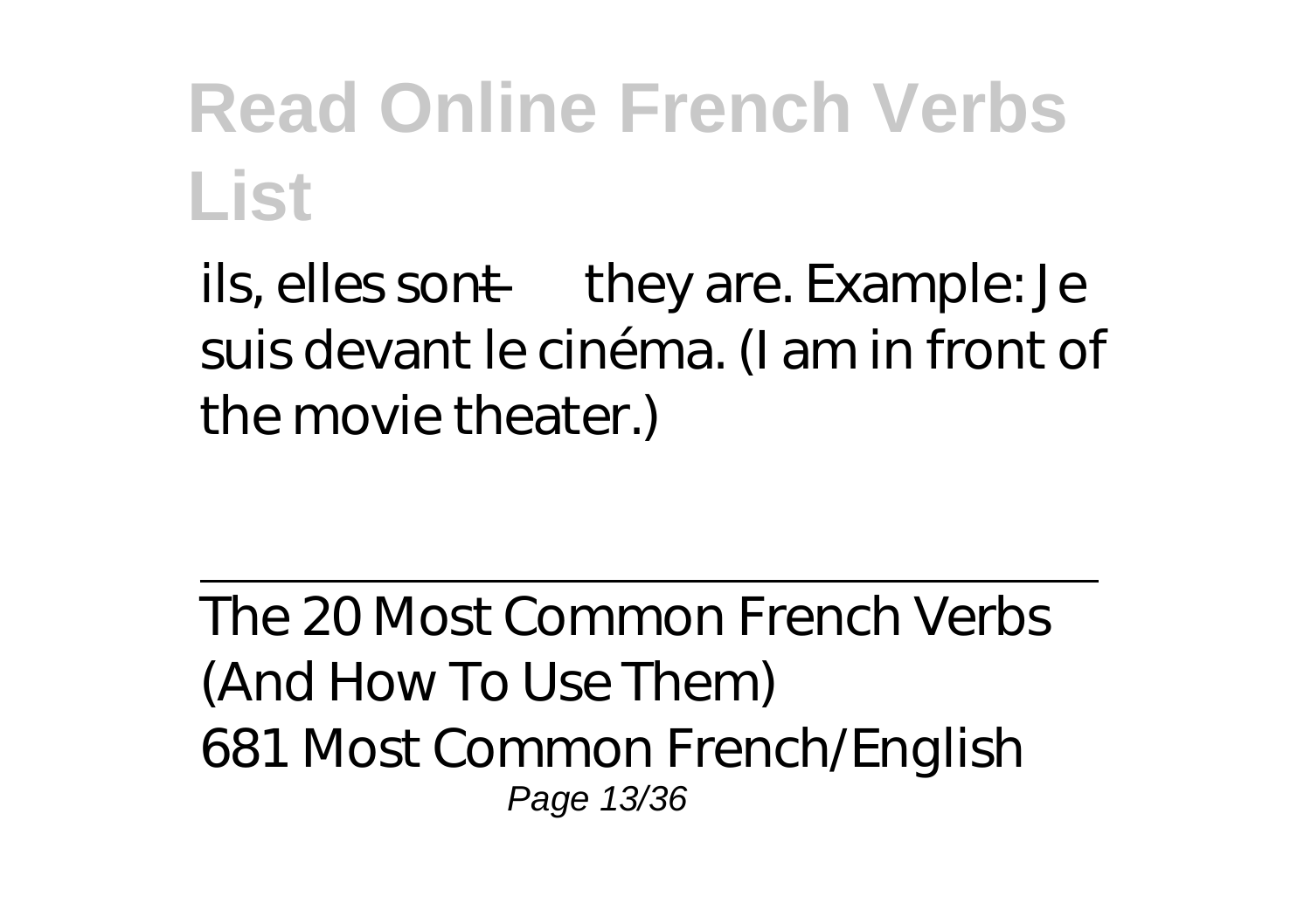ils, elles sont — they are. Example: Je suis devant le cinéma. (I am in front of the movie theater.)

---

The 20 Most Common French Verbs (And How To Use Them)

681 Most Common French/English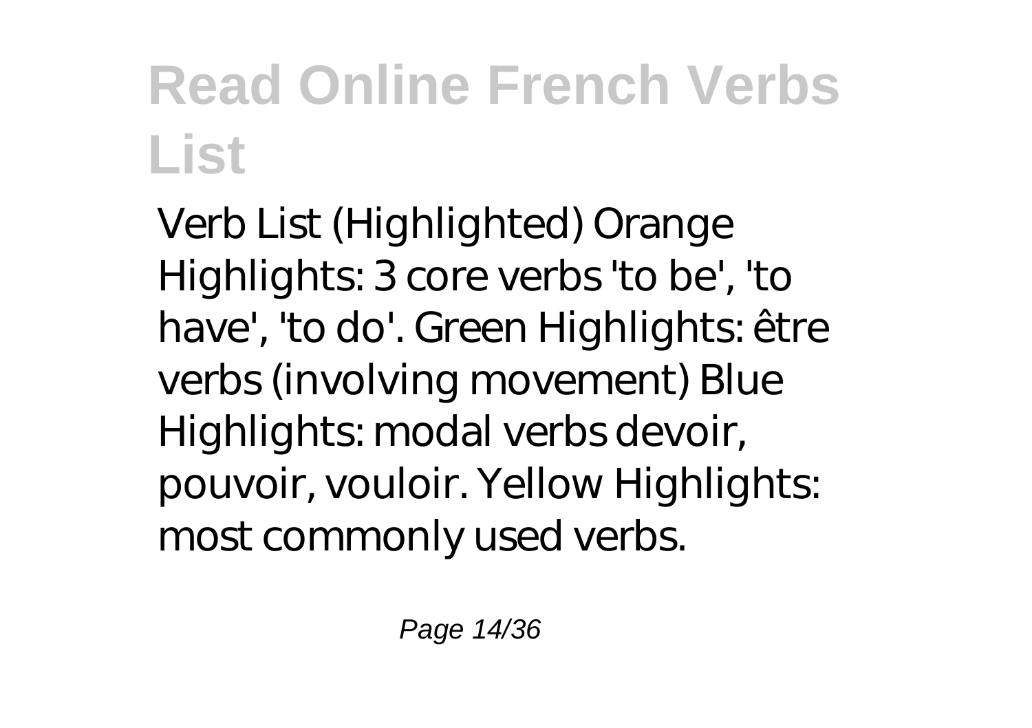# Read Online French Verbs List

Verb List (Highlighted) Orange Highlights: 3 core verbs 'to be', 'to have', 'to do'. Green Highlights: être verbs (involving movement) Blue Highlights: modal verbs devoir, pouvoir, vouloir. Yellow Highlights: most commonly used verbs.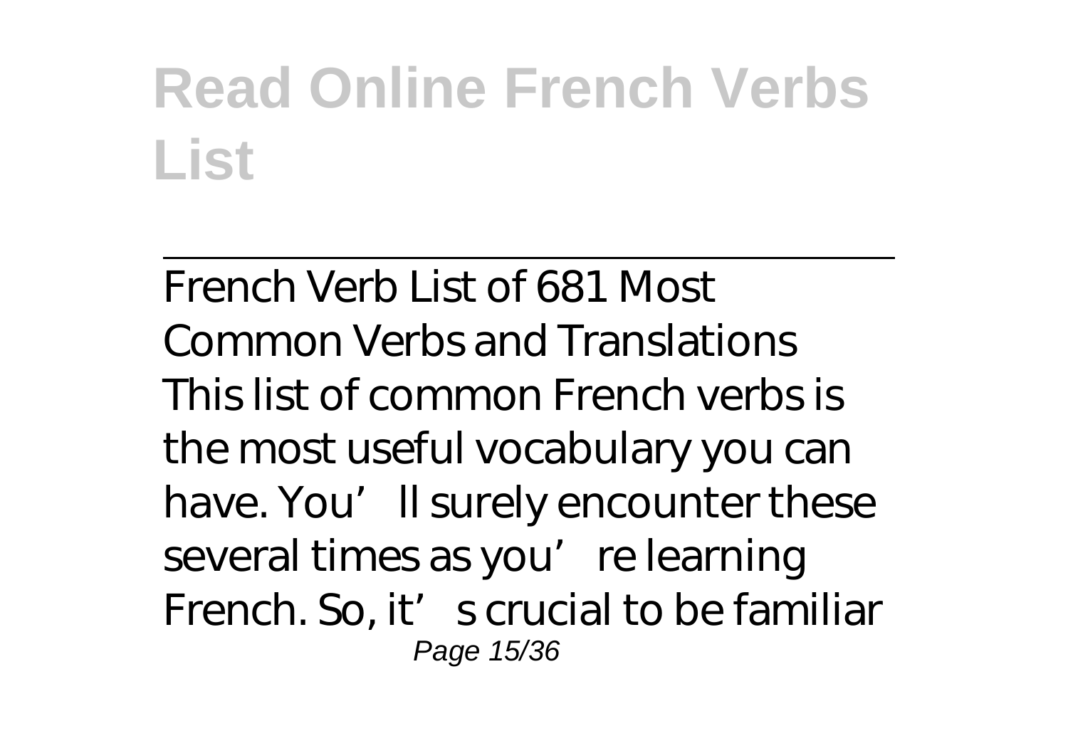French Verb List of 681 Most Common Verbs and Translations

This list of common French verbs is the most useful vocabulary you can have. You'll surely encounter these several times as you're learning French. So, it's crucial to be familiar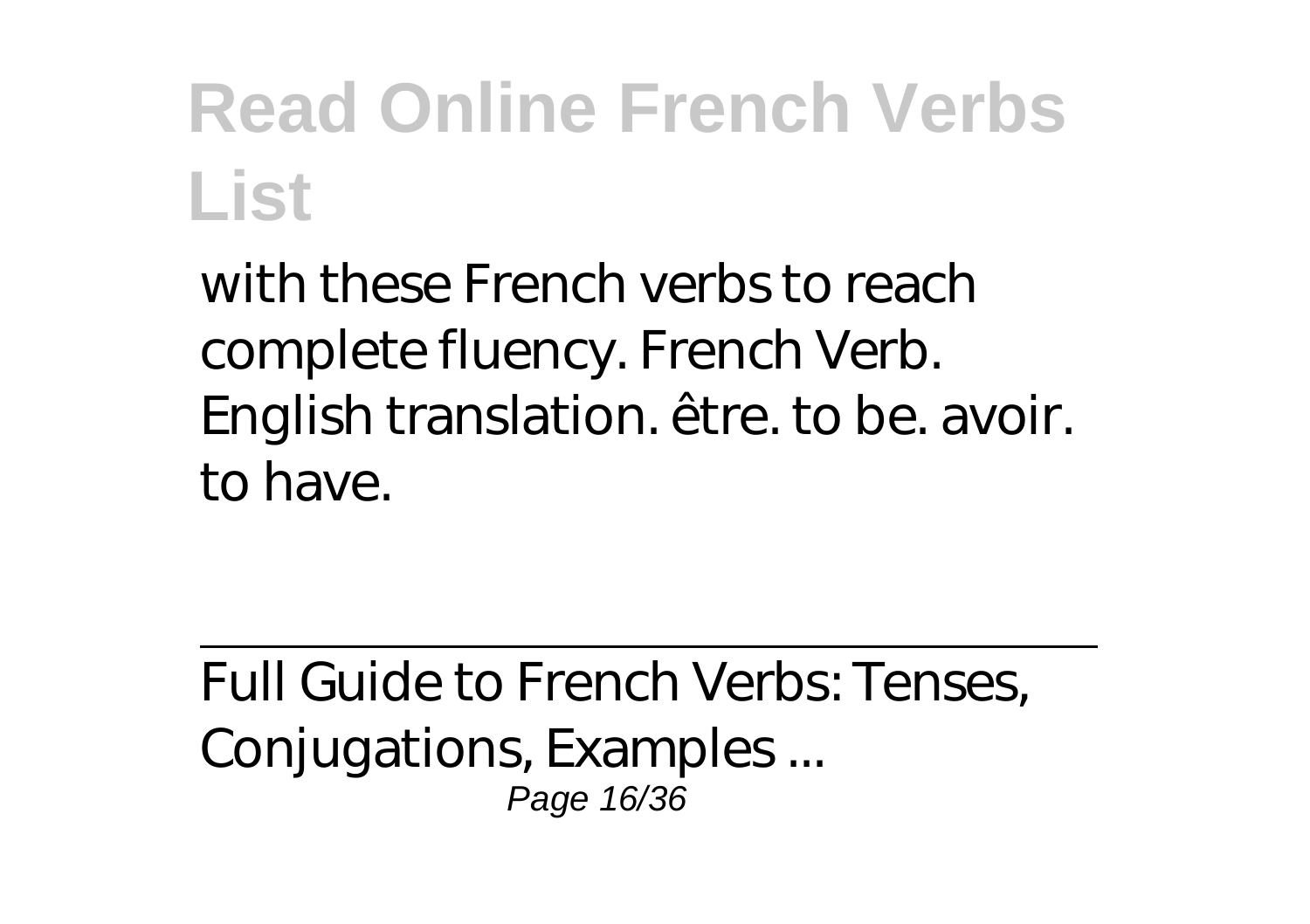with these French verbs to reach complete fluency. French Verb. English translation. être. to be. avoir. to have.

Full Guide to French Verbs: Tenses, Conjugations, Examples ...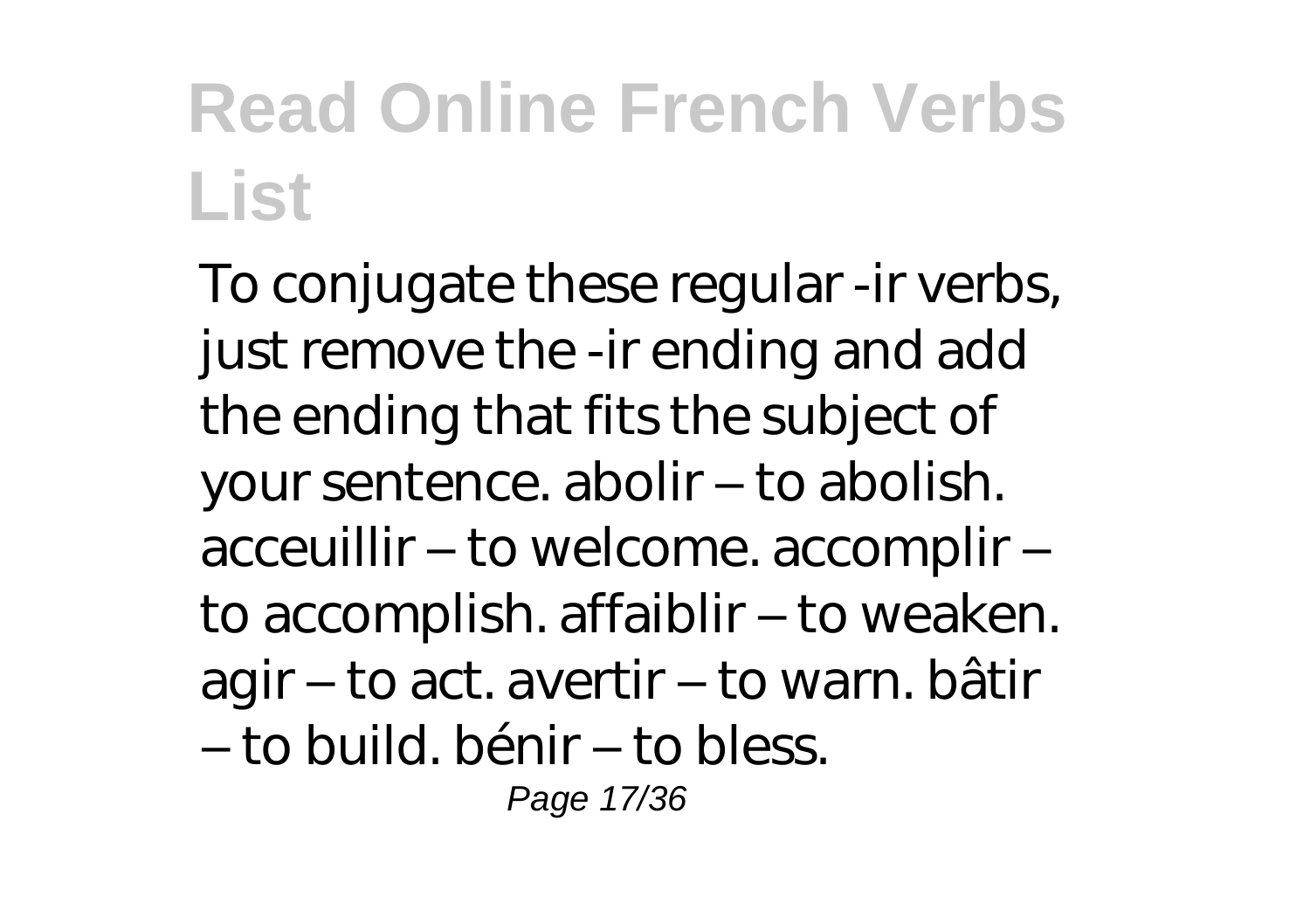# Read Online French Verbs List

To conjugate these regular -ir verbs, just remove the -ir ending and add the ending that fits the subject of your sentence. abolir – to abolish. acceuillir – to welcome. accomplir – to accomplish. affaiblir – to weaken. agir – to act. avertir – to warn. bâtir – to build. bénir – to bless.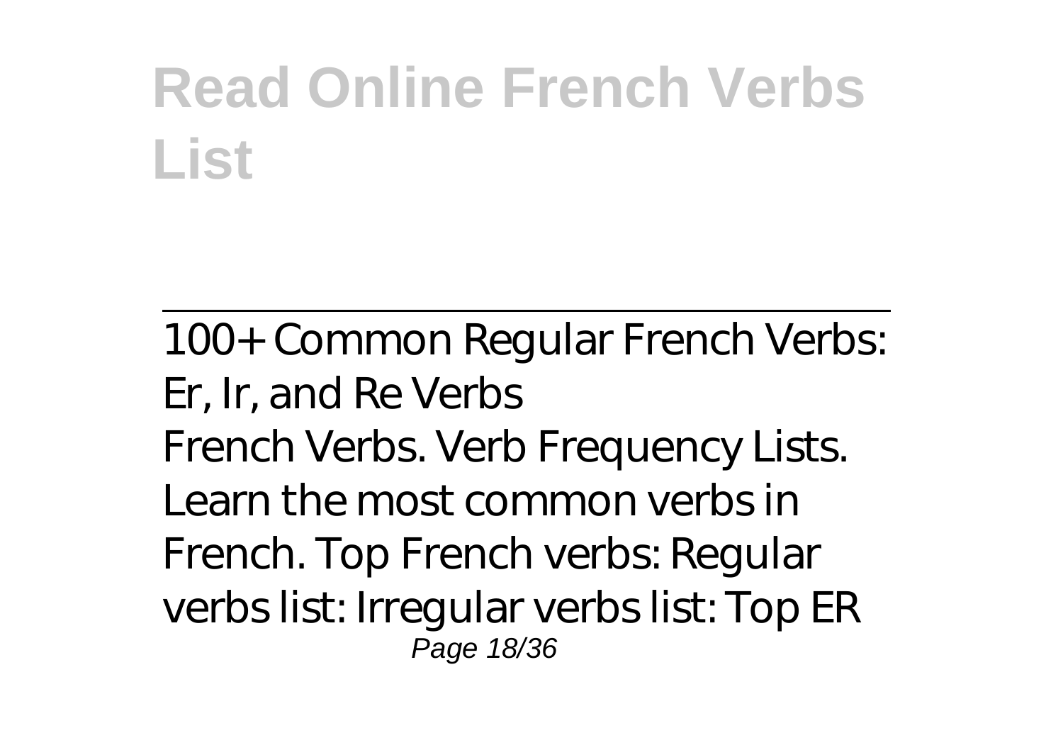# Read Online French Verbs List

100+ Common Regular French Verbs: Er, Ir, and Re Verbs

French Verbs. Verb Frequency Lists. Learn the most common verbs in French. Top French verbs: Regular verbs list: Irregular verbs list: Top ER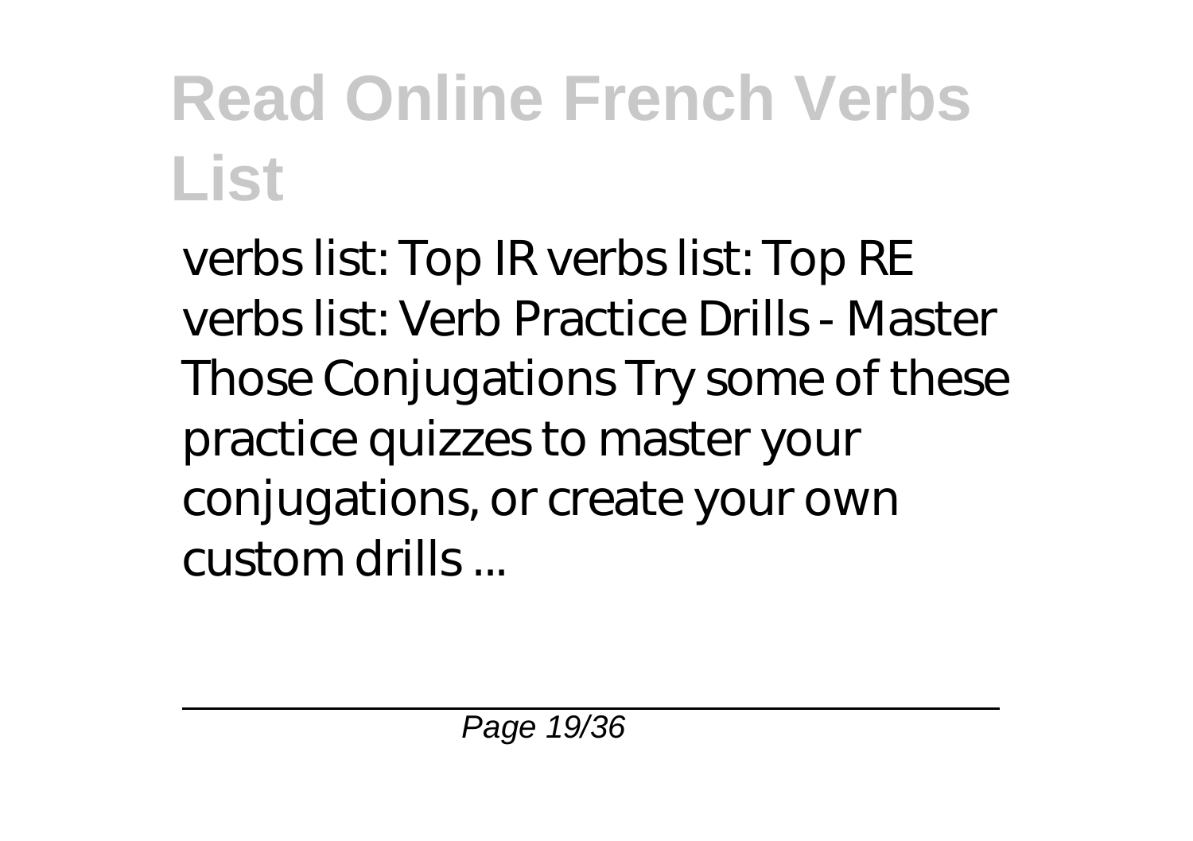verbs list: Top IR verbs list: Top RE verbs list: Verb Practice Drills - Master Those Conjugations Try some of these practice quizzes to master your conjugations, or create your own custom drills ...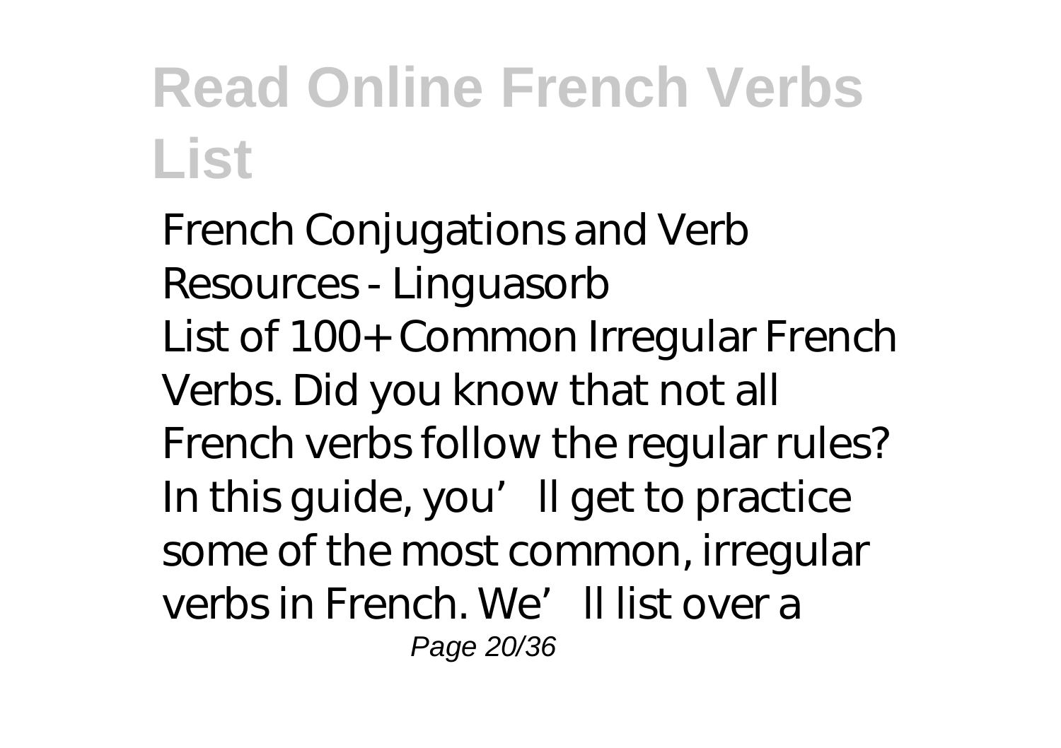# Read Online French Verbs List

*French Conjugations and Verb Resources - Linguasorb*

List of 100+ Common Irregular French Verbs. Did you know that not all French verbs follow the regular rules? In this guide, you'll get to practice some of the most common, irregular verbs in French. We'll list over a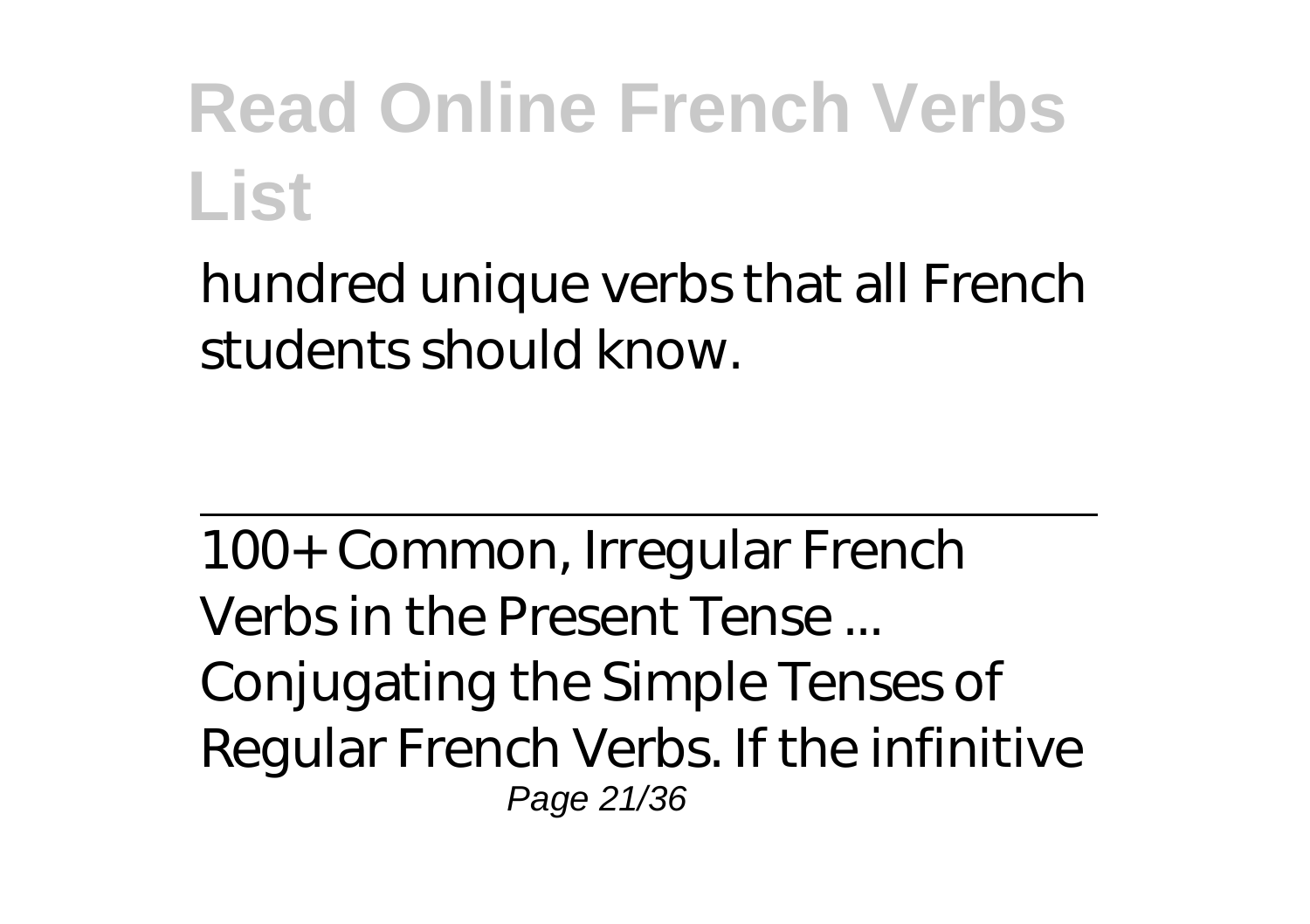hundred unique verbs that all French students should know.

---

100+ Common, Irregular French Verbs in the Present Tense ...

Conjugating the Simple Tenses of Regular French Verbs. If the infinitive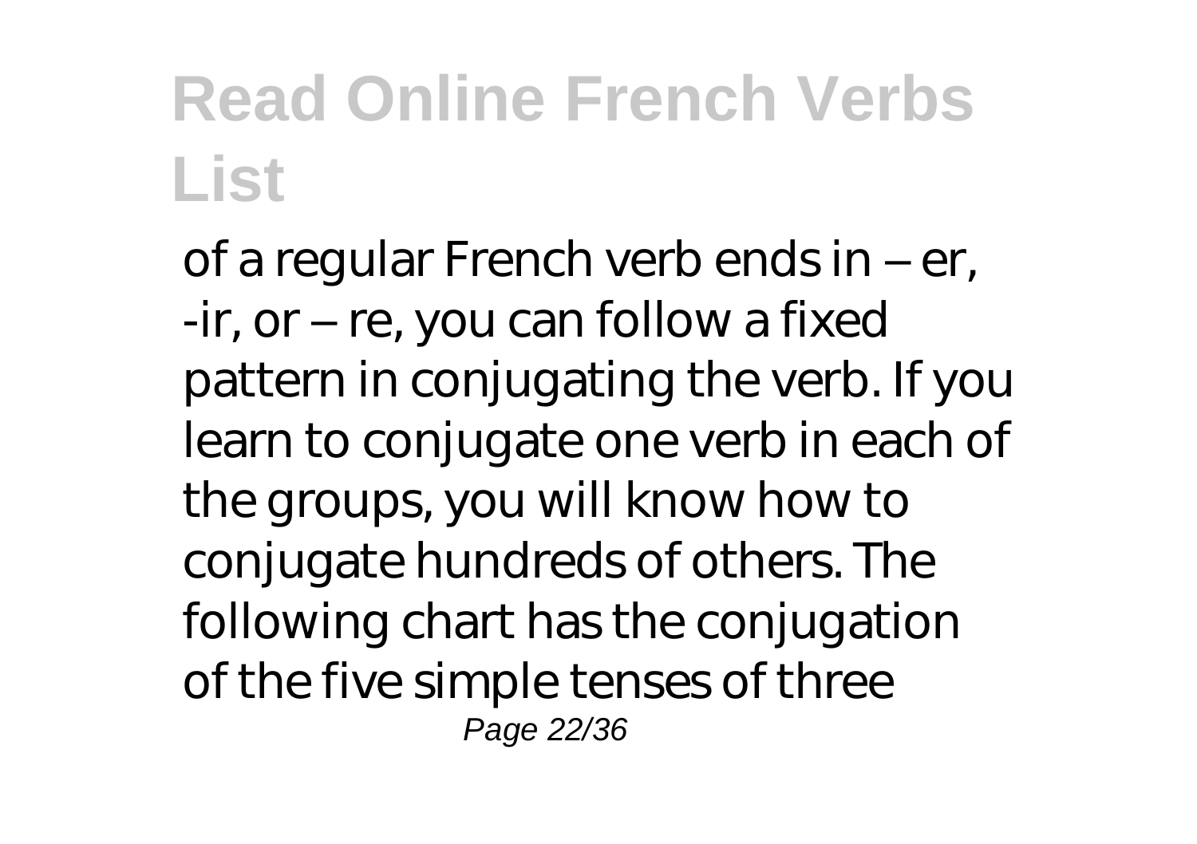of a regular French verb ends in – er, -ir, or – re, you can follow a fixed pattern in conjugating the verb. If you learn to conjugate one verb in each of the groups, you will know how to conjugate hundreds of others. The following chart has the conjugation of the five simple tenses of three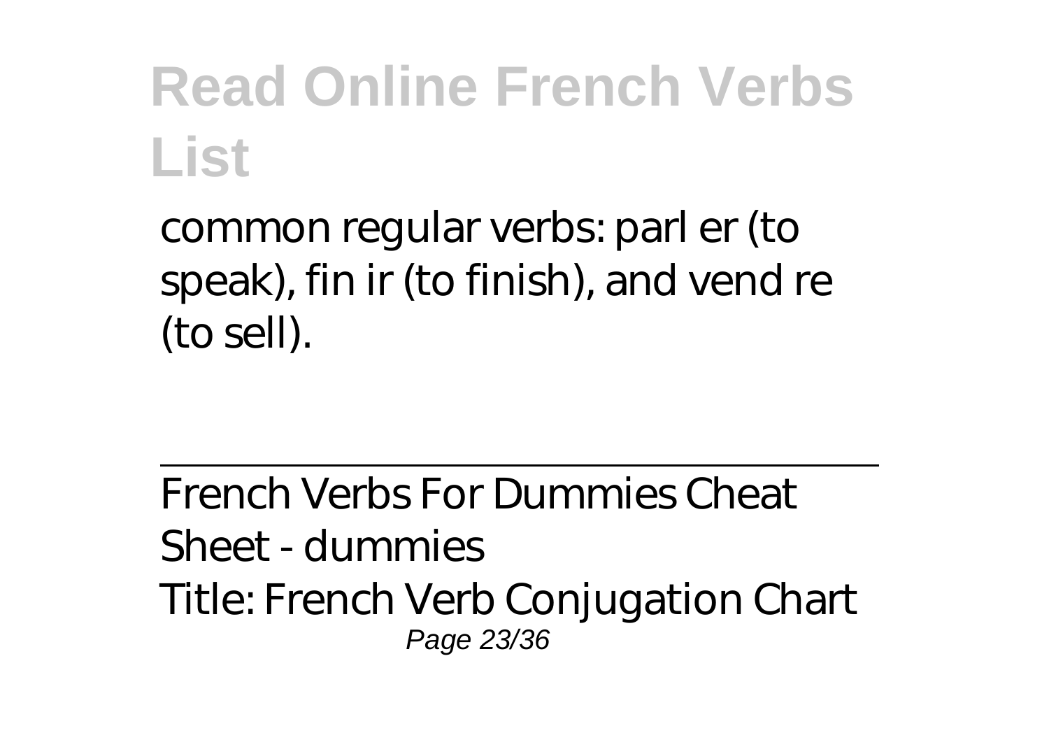common regular verbs: parl er (to speak), fin ir (to finish), and vend re (to sell).

---

French Verbs For Dummies Cheat Sheet - dummies

Title: French Verb Conjugation Chart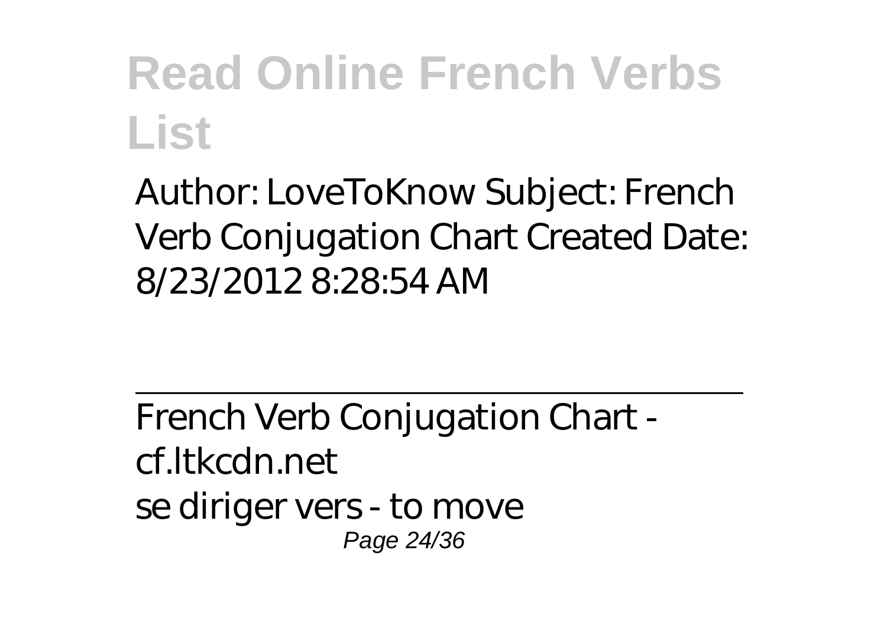Author: LoveToKnow Subject: French Verb Conjugation Chart Created Date: 8/23/2012 8:28:54 AM

---

French Verb Conjugation Chart - cf.ltkcdn.net

se diriger vers - to move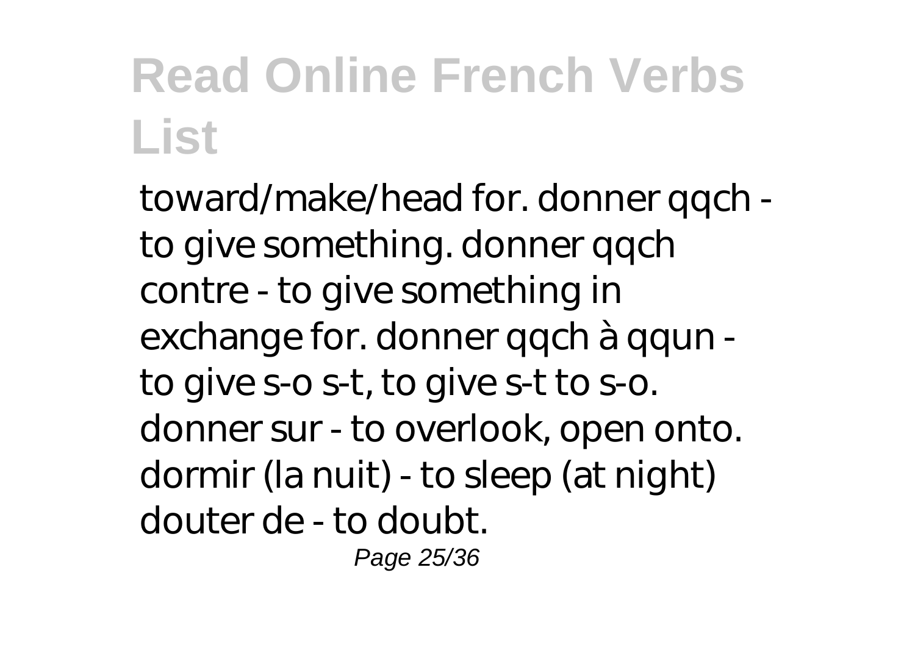toward/make/head for. donner qqch - to give something. donner qqch contre - to give something in exchange for. donner qqch à qqun - to give s-o s-t, to give s-t to s-o. donner sur - to overlook, open onto. dormir (la nuit) - to sleep (at night) douter de - to doubt.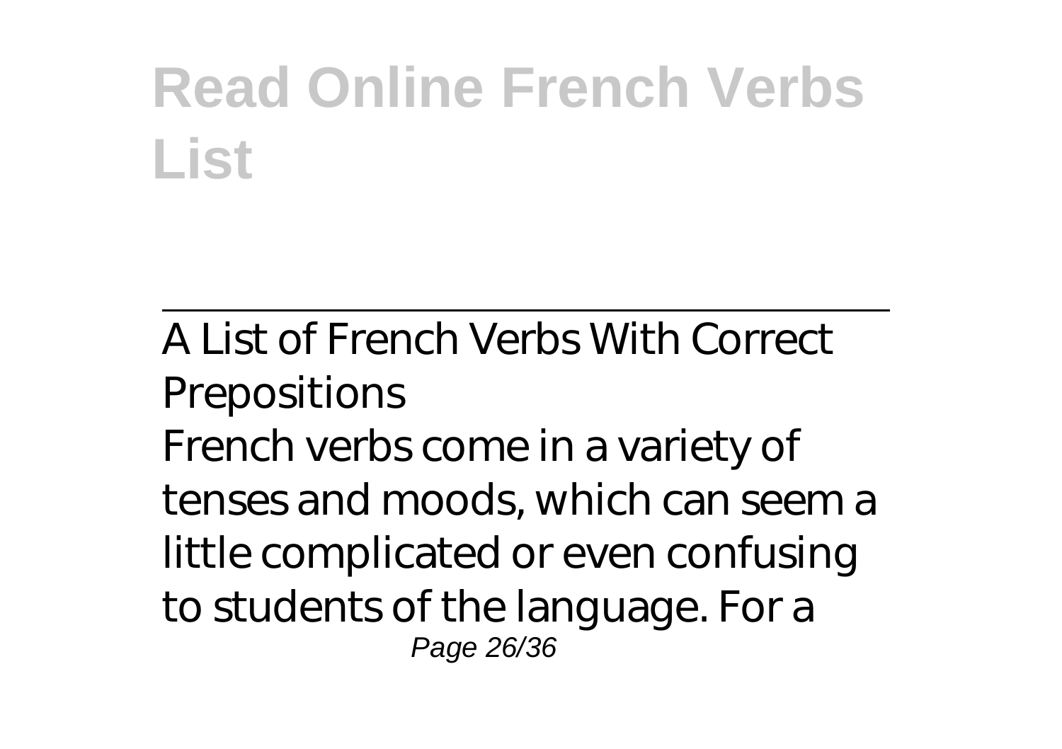A List of French Verbs With Correct Prepositions

French verbs come in a variety of tenses and moods, which can seem a little complicated or even confusing to students of the language. For a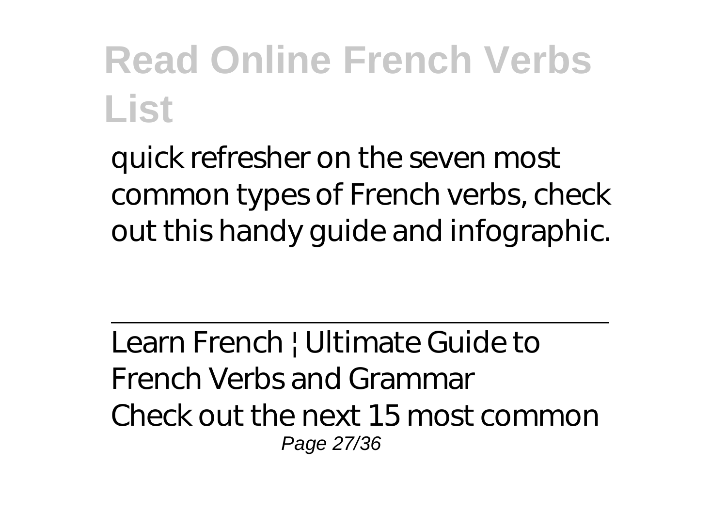quick refresher on the seven most common types of French verbs, check out this handy guide and infographic.

---

Learn French | Ultimate Guide to French Verbs and Grammar

Check out the next 15 most common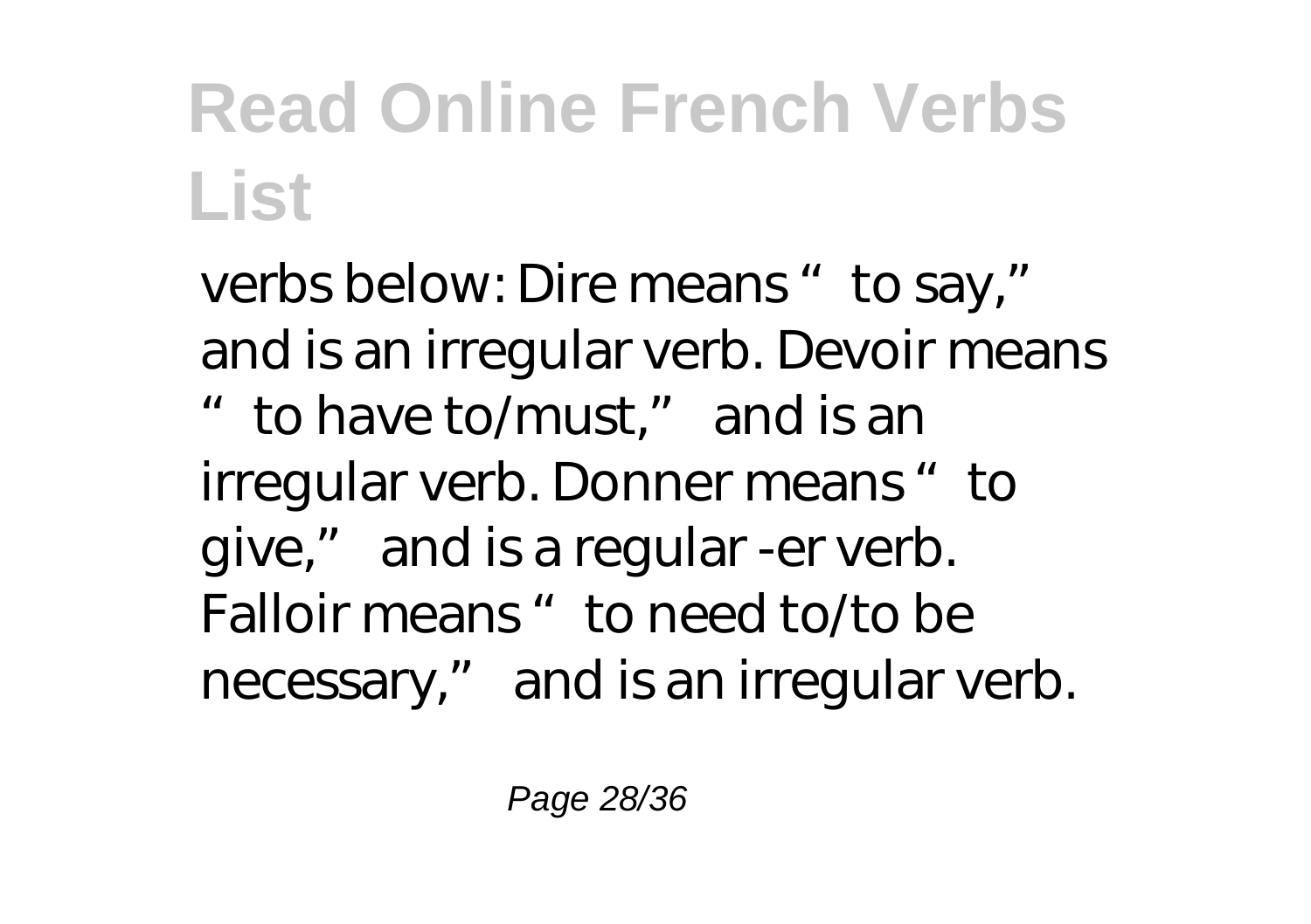verbs below: Dire means "to say," and is an irregular verb. Devoir means "to have to/must," and is an irregular verb. Donner means "to give," and is a regular -er verb. Falloir means "to need to/to be necessary," and is an irregular verb.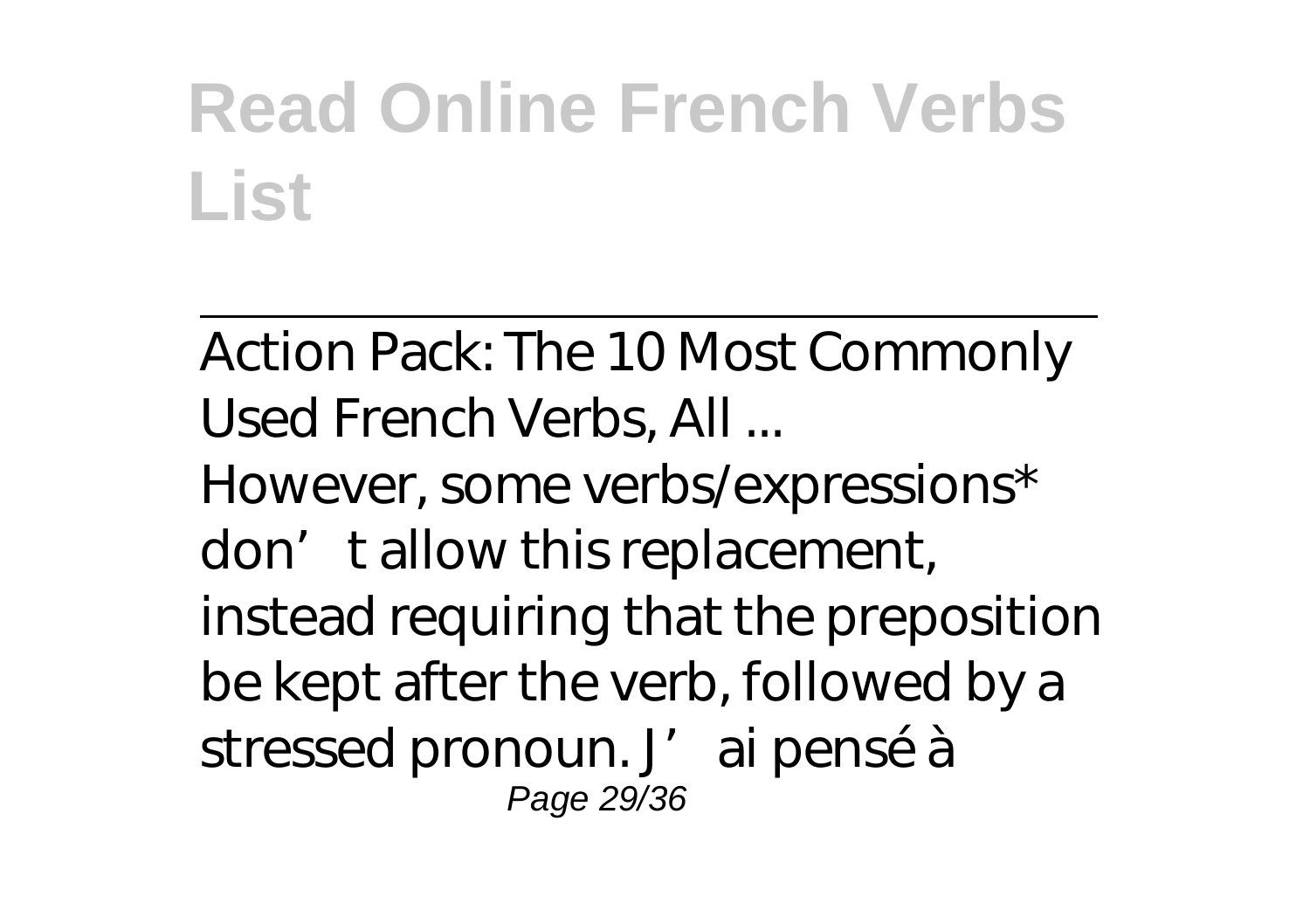Action Pack: The 10 Most Commonly Used French Verbs, All ...

However, some verbs/expressions* don't allow this replacement, instead requiring that the preposition be kept after the verb, followed by a stressed pronoun. J'ai pensé à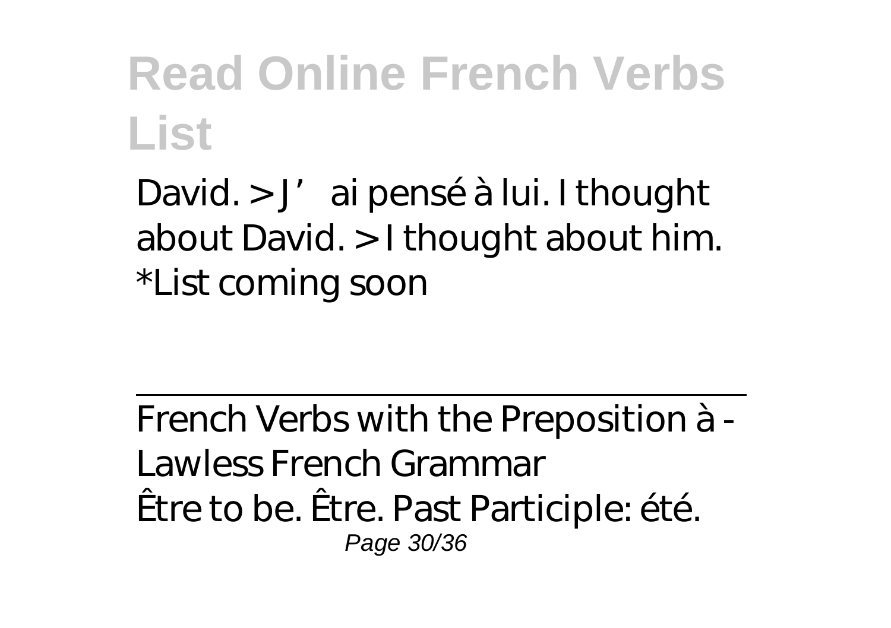David. > J'ai pensé à lui. I thought about David. > I thought about him. *List coming soon

---

French Verbs with the Preposition à - Lawless French Grammar
Être to be. Être. Past Participle: été.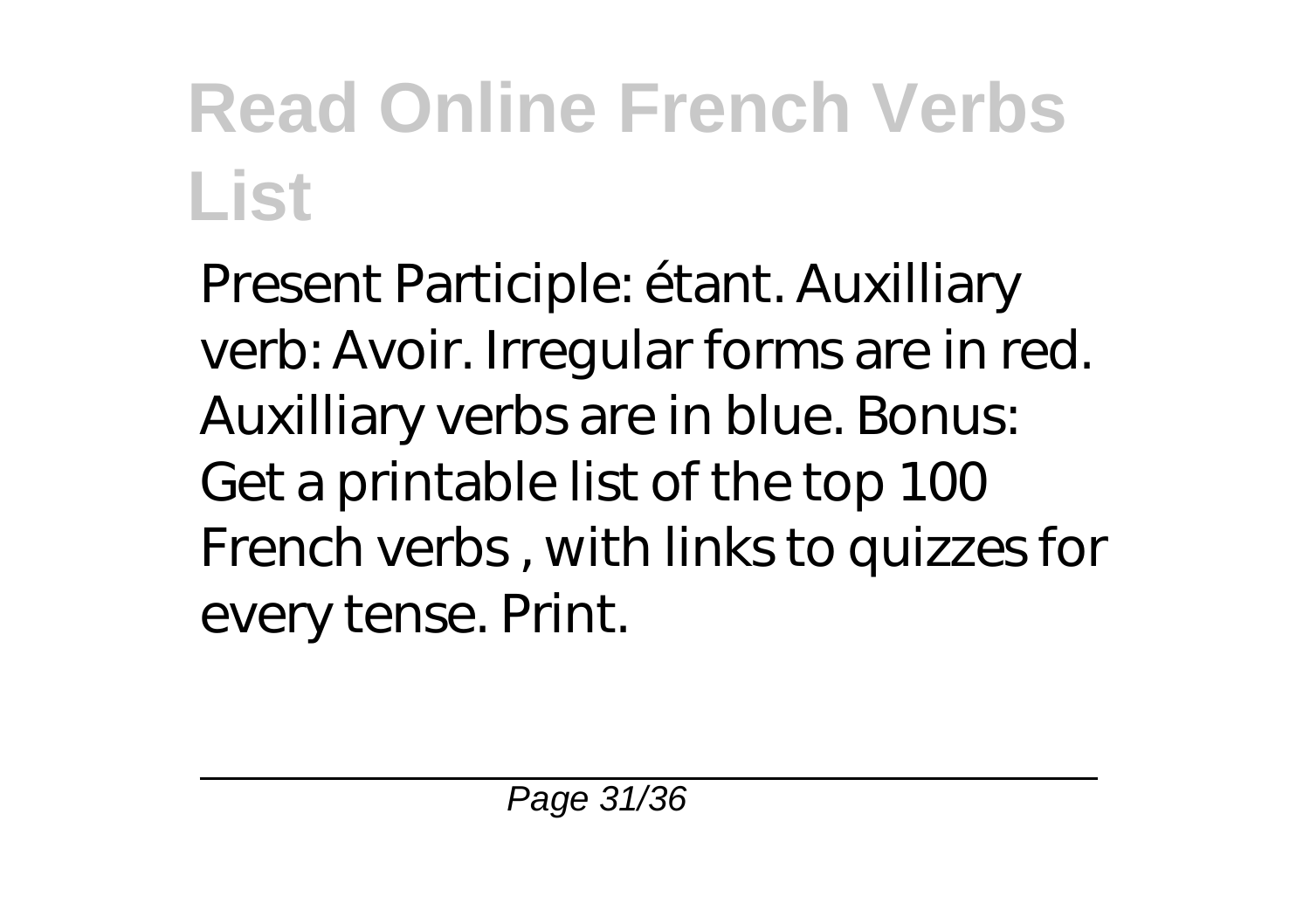Present Participle: étant. Auxilliary verb: Avoir. Irregular forms are in red. Auxilliary verbs are in blue. Bonus: Get a printable list of the top 100 French verbs , with links to quizzes for every tense. Print.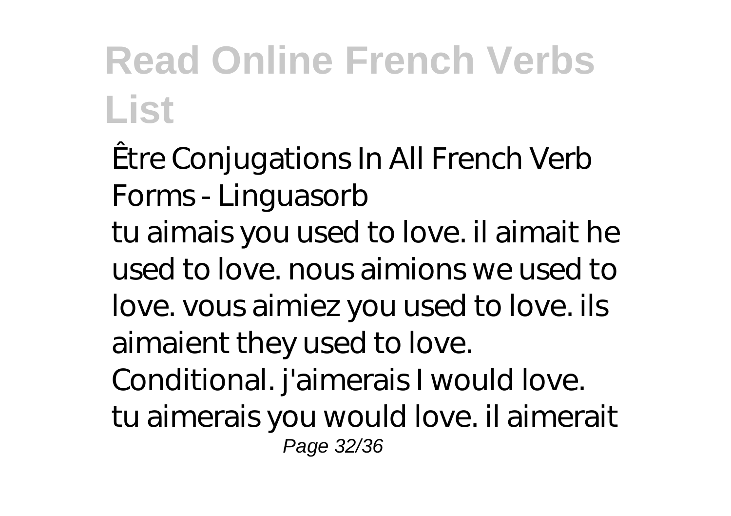Être Conjugations In All French Verb Forms - Linguasorb

tu aimais you used to love. il aimait he used to love. nous aimions we used to love. vous aimiez you used to love. ils aimaient they used to love. Conditional. j'aimerais I would love. tu aimerais you would love. il aimerait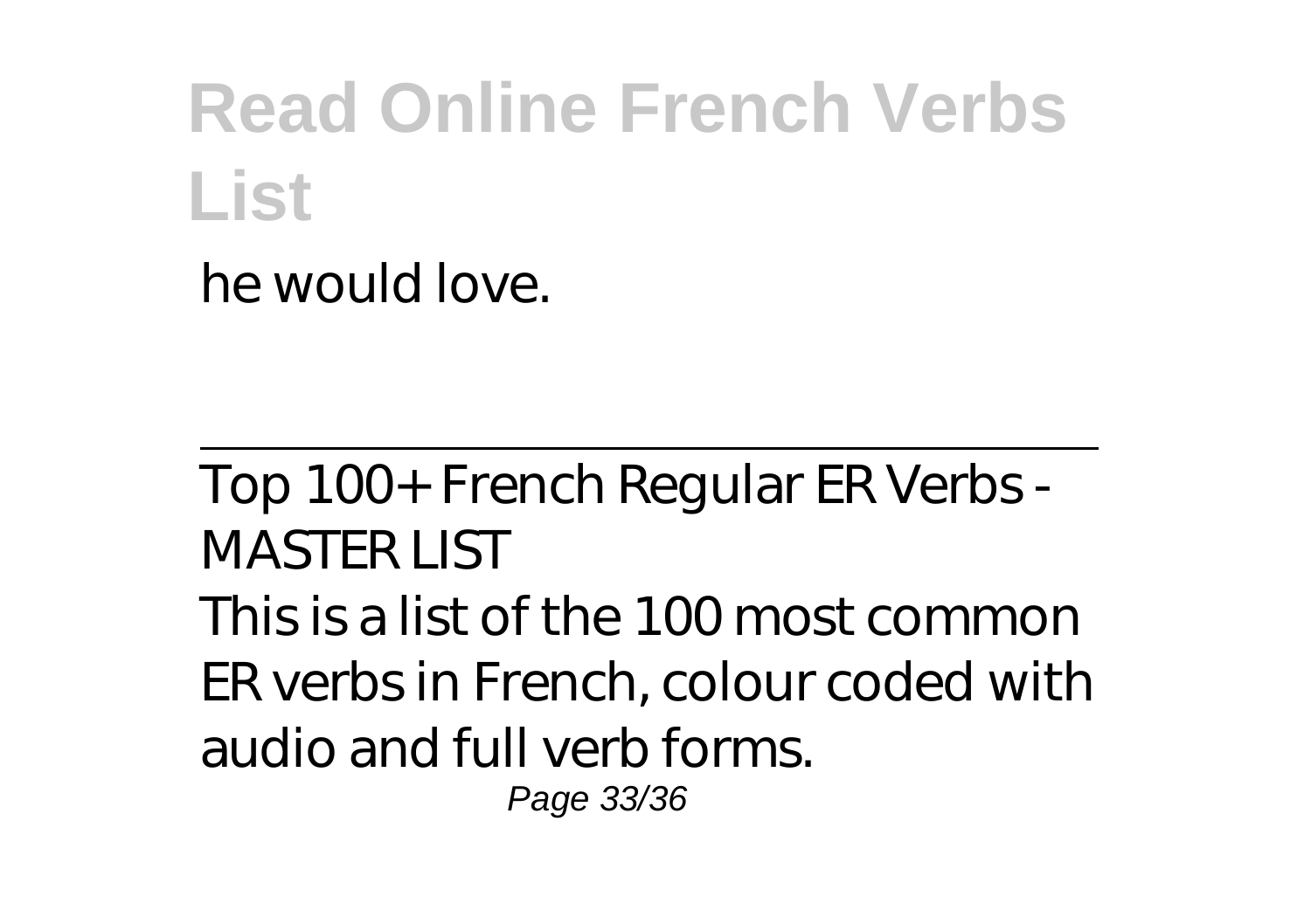he would love.

Top 100+ French Regular ER Verbs - MASTER LIST

This is a list of the 100 most common ER verbs in French, colour coded with audio and full verb forms.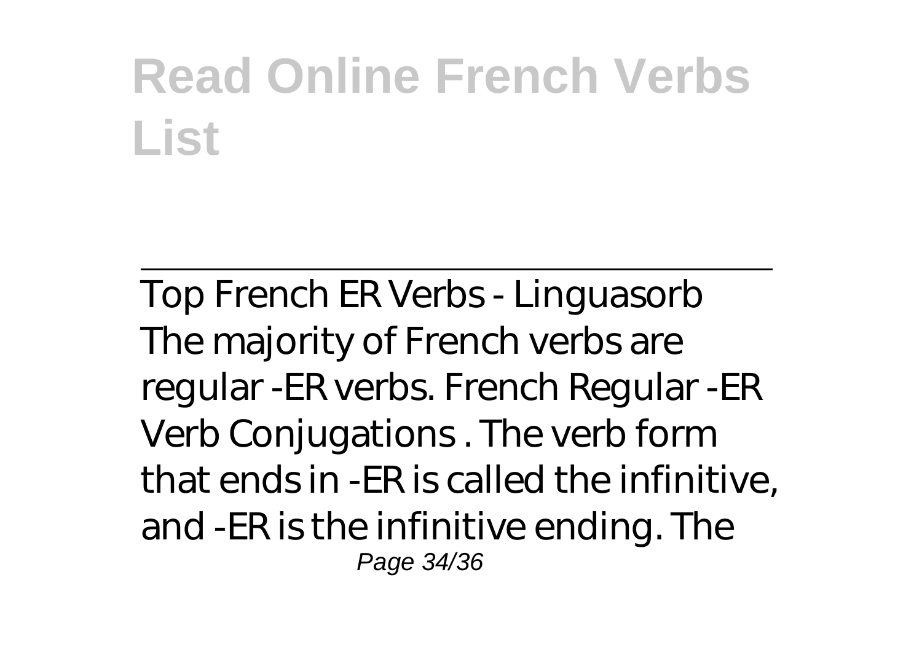Top French ER Verbs - Linguasorb

The majority of French verbs are regular -ER verbs. French Regular -ER Verb Conjugations . The verb form that ends in -ER is called the infinitive, and -ER is the infinitive ending. The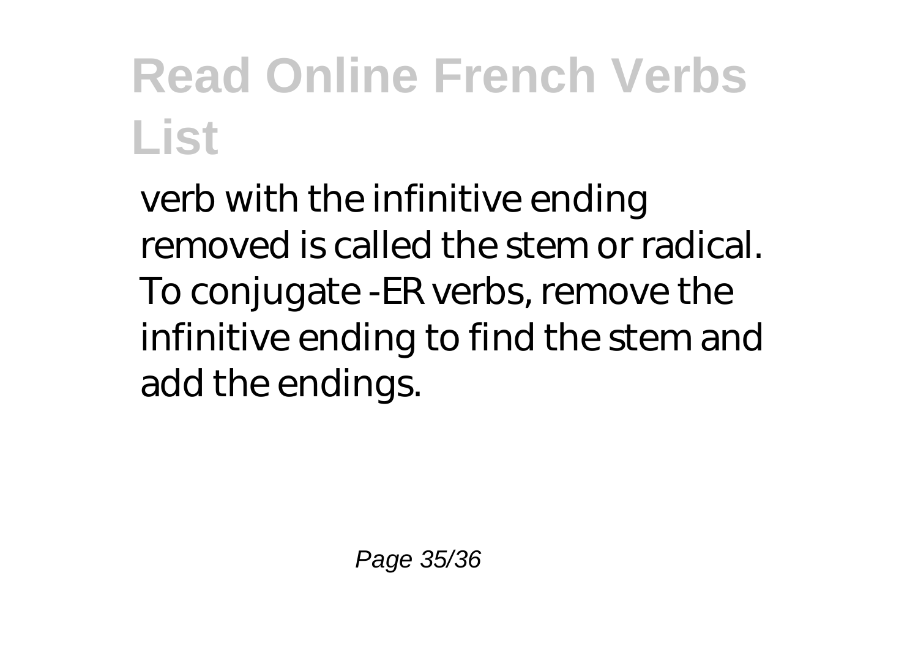verb with the infinitive ending removed is called the stem or radical. To conjugate -ER verbs, remove the infinitive ending to find the stem and add the endings.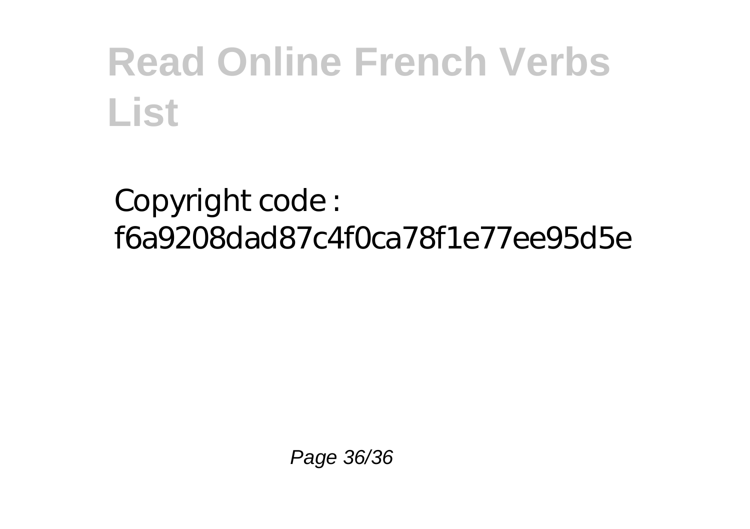Copyright code : f6a9208dad87c4f0ca78f1e77ee95d5e